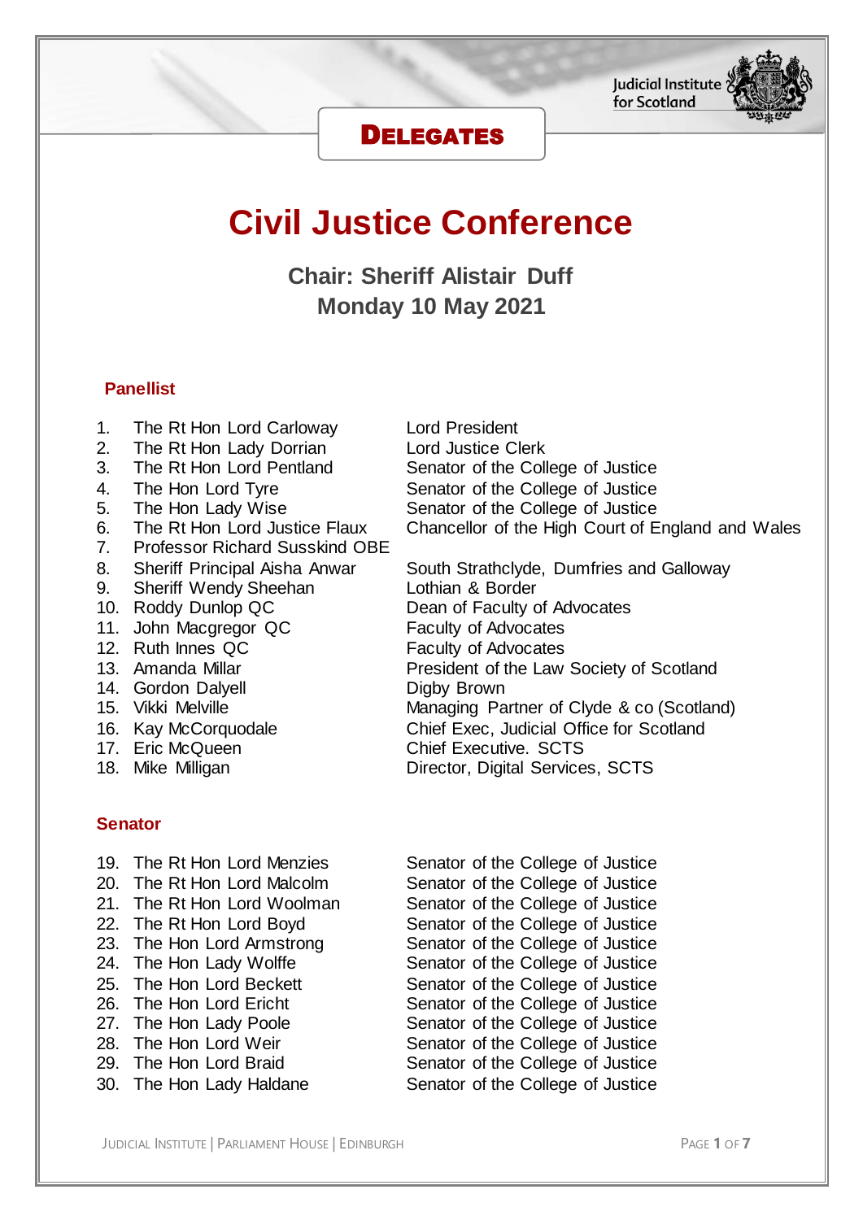Judicial Institute for Scotland

**DELEGATES**

# Civil Justice Conference

## Chair: Sheriff Alistair Duff
## Monday 10 May 2021

### Panellist

| | Name | Role |
|---|---|---|
| 1. | The Rt Hon Lord Carloway | Lord President |
| 2. | The Rt Hon Lady Dorrian | Lord Justice Clerk |
| 3. | The Rt Hon Lord Pentland | Senator of the College of Justice |
| 4. | The Hon Lord Tyre | Senator of the College of Justice |
| 5. | The Hon Lady Wise | Senator of the College of Justice |
| 6. | The Rt Hon Lord Justice Flaux | Chancellor of the High Court of England and Wales |
| 7. | Professor Richard Susskind OBE | |
| 8. | Sheriff Principal Aisha Anwar | South Strathclyde, Dumfries and Galloway |
| 9. | Sheriff Wendy Sheehan | Lothian & Border |
| 10. | Roddy Dunlop QC | Dean of Faculty of Advocates |
| 11. | John Macgregor QC | Faculty of Advocates |
| 12. | Ruth Innes QC | Faculty of Advocates |
| 13. | Amanda Millar | President of the Law Society of Scotland |
| 14. | Gordon Dalyell | Digby Brown |
| 15. | Vikki Melville | Managing Partner of Clyde & co (Scotland) |
| 16. | Kay McCorquodale | Chief Exec, Judicial Office for Scotland |
| 17. | Eric McQueen | Chief Executive. SCTS |
| 18. | Mike Milligan | Director, Digital Services, SCTS |

### Senator

| | Name | Role |
|---|---|---|
| 19. | The Rt Hon Lord Menzies | Senator of the College of Justice |
| 20. | The Rt Hon Lord Malcolm | Senator of the College of Justice |
| 21. | The Rt Hon Lord Woolman | Senator of the College of Justice |
| 22. | The Rt Hon Lord Boyd | Senator of the College of Justice |
| 23. | The Hon Lord Armstrong | Senator of the College of Justice |
| 24. | The Hon Lady Wolffe | Senator of the College of Justice |
| 25. | The Hon Lord Beckett | Senator of the College of Justice |
| 26. | The Hon Lord Ericht | Senator of the College of Justice |
| 27. | The Hon Lady Poole | Senator of the College of Justice |
| 28. | The Hon Lord Weir | Senator of the College of Justice |
| 29. | The Hon Lord Braid | Senator of the College of Justice |
| 30. | The Hon Lady Haldane | Senator of the College of Justice |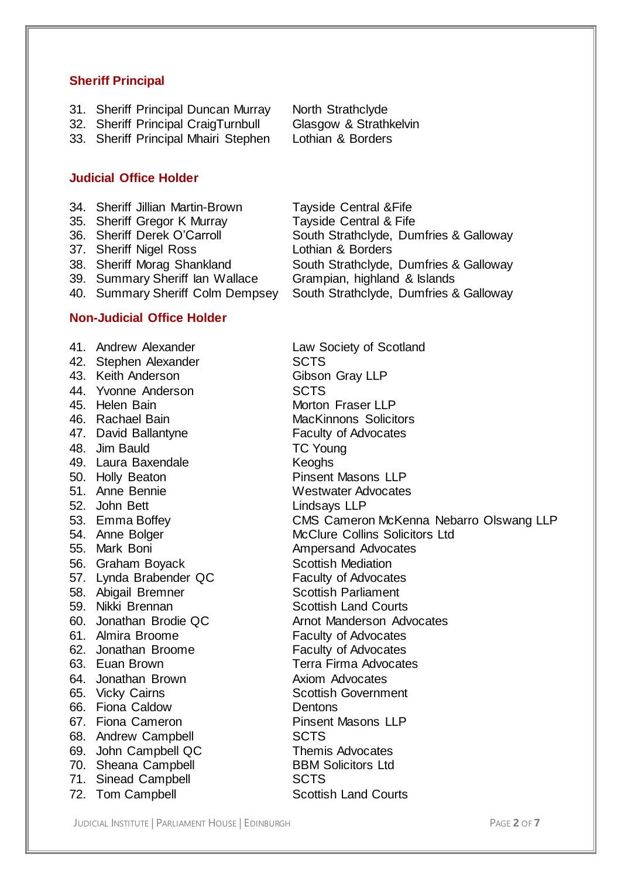## Sheriff Principal

31. Sheriff Principal Duncan Murray — North Strathclyde
32. Sheriff Principal CraigTurnbull — Glasgow & Strathkelvin
33. Sheriff Principal Mhairi Stephen — Lothian & Borders

## Judicial Office Holder

34. Sheriff Jillian Martin-Brown — Tayside Central &Fife
35. Sheriff Gregor K Murray — Tayside Central & Fife
36. Sheriff Derek O'Carroll — South Strathclyde, Dumfries & Galloway
37. Sheriff Nigel Ross — Lothian & Borders
38. Sheriff Morag Shankland — South Strathclyde, Dumfries & Galloway
39. Summary Sheriff Ian Wallace — Grampian, highland & Islands
40. Summary Sheriff Colm Dempsey — South Strathclyde, Dumfries & Galloway

## Non-Judicial Office Holder

41. Andrew Alexander — Law Society of Scotland
42. Stephen Alexander — SCTS
43. Keith Anderson — Gibson Gray LLP
44. Yvonne Anderson — SCTS
45. Helen Bain — Morton Fraser LLP
46. Rachael Bain — MacKinnons Solicitors
47. David Ballantyne — Faculty of Advocates
48. Jim Bauld — TC Young
49. Laura Baxendale — Keoghs
50. Holly Beaton — Pinsent Masons LLP
51. Anne Bennie — Westwater Advocates
52. John Bett — Lindsays LLP
53. Emma Boffey — CMS Cameron McKenna Nebarro Olswang LLP
54. Anne Bolger — McClure Collins Solicitors Ltd
55. Mark Boni — Ampersand Advocates
56. Graham Boyack — Scottish Mediation
57. Lynda Brabender QC — Faculty of Advocates
58. Abigail Bremner — Scottish Parliament
59. Nikki Brennan — Scottish Land Courts
60. Jonathan Brodie QC — Arnot Manderson Advocates
61. Almira Broome — Faculty of Advocates
62. Jonathan Broome — Faculty of Advocates
63. Euan Brown — Terra Firma Advocates
64. Jonathan Brown — Axiom Advocates
65. Vicky Cairns — Scottish Government
66. Fiona Caldow — Dentons
67. Fiona Cameron — Pinsent Masons LLP
68. Andrew Campbell — SCTS
69. John Campbell QC — Themis Advocates
70. Sheana Campbell — BBM Solicitors Ltd
71. Sinead Campbell — SCTS
72. Tom Campbell — Scottish Land Courts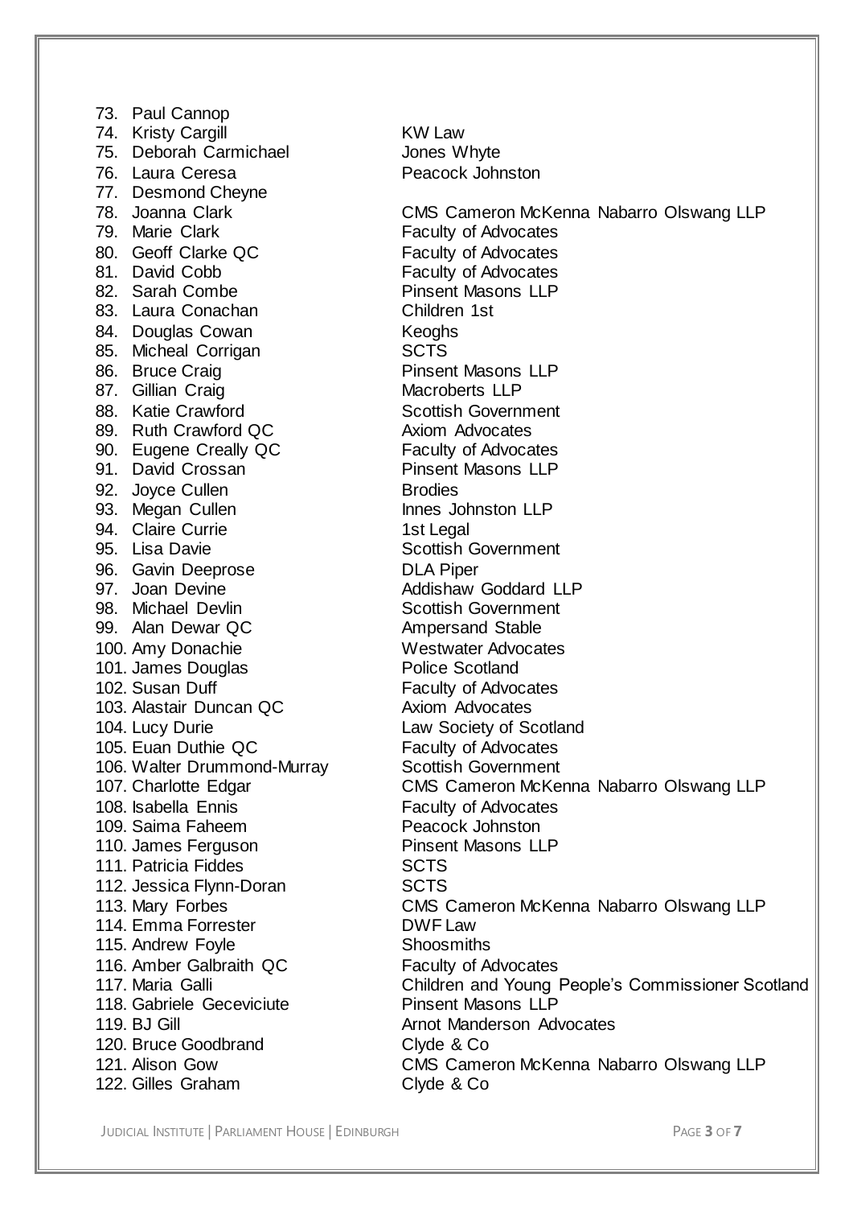| No. | Name | Organisation |
|---|---|---|
| 73. | Paul Cannop | |
| 74. | Kristy Cargill | KW Law |
| 75. | Deborah Carmichael | Jones Whyte |
| 76. | Laura Ceresa | Peacock Johnston |
| 77. | Desmond Cheyne | |
| 78. | Joanna Clark | CMS Cameron McKenna Nabarro Olswang LLP |
| 79. | Marie Clark | Faculty of Advocates |
| 80. | Geoff Clarke QC | Faculty of Advocates |
| 81. | David Cobb | Faculty of Advocates |
| 82. | Sarah Combe | Pinsent Masons LLP |
| 83. | Laura Conachan | Children 1st |
| 84. | Douglas Cowan | Keoghs |
| 85. | Micheal Corrigan | SCTS |
| 86. | Bruce Craig | Pinsent Masons LLP |
| 87. | Gillian Craig | Macroberts LLP |
| 88. | Katie Crawford | Scottish Government |
| 89. | Ruth Crawford QC | Axiom Advocates |
| 90. | Eugene Creally QC | Faculty of Advocates |
| 91. | David Crossan | Pinsent Masons LLP |
| 92. | Joyce Cullen | Brodies |
| 93. | Megan Cullen | Innes Johnston LLP |
| 94. | Claire Currie | 1st Legal |
| 95. | Lisa Davie | Scottish Government |
| 96. | Gavin Deeprose | DLA Piper |
| 97. | Joan Devine | Addishaw Goddard LLP |
| 98. | Michael Devlin | Scottish Government |
| 99. | Alan Dewar QC | Ampersand Stable |
| 100. | Amy Donachie | Westwater Advocates |
| 101. | James Douglas | Police Scotland |
| 102. | Susan Duff | Faculty of Advocates |
| 103. | Alastair Duncan QC | Axiom Advocates |
| 104. | Lucy Durie | Law Society of Scotland |
| 105. | Euan Duthie QC | Faculty of Advocates |
| 106. | Walter Drummond-Murray | Scottish Government |
| 107. | Charlotte Edgar | CMS Cameron McKenna Nabarro Olswang LLP |
| 108. | Isabella Ennis | Faculty of Advocates |
| 109. | Saima Faheem | Peacock Johnston |
| 110. | James Ferguson | Pinsent Masons LLP |
| 111. | Patricia Fiddes | SCTS |
| 112. | Jessica Flynn-Doran | SCTS |
| 113. | Mary Forbes | CMS Cameron McKenna Nabarro Olswang LLP |
| 114. | Emma Forrester | DWF Law |
| 115. | Andrew Foyle | Shoosmiths |
| 116. | Amber Galbraith QC | Faculty of Advocates |
| 117. | Maria Galli | Children and Young People's Commissioner Scotland |
| 118. | Gabriele Geceviciute | Pinsent Masons LLP |
| 119. | BJ Gill | Arnot Manderson Advocates |
| 120. | Bruce Goodbrand | Clyde & Co |
| 121. | Alison Gow | CMS Cameron McKenna Nabarro Olswang LLP |
| 122. | Gilles Graham | Clyde & Co |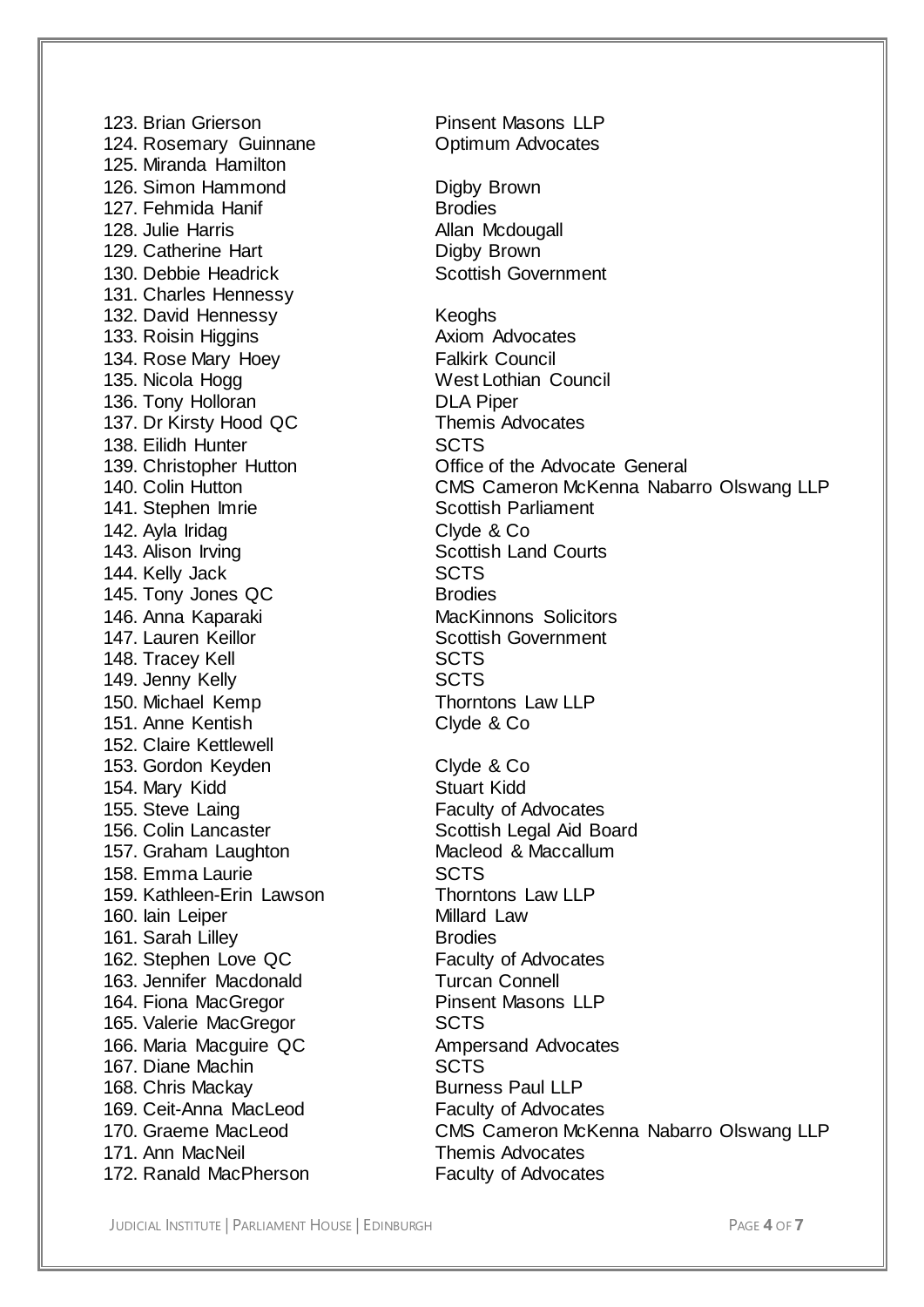123. Brian Grierson Pinsent Masons LLP
124. Rosemary Guinnane Optimum Advocates
125. Miranda Hamilton
126. Simon Hammond Digby Brown
127. Fehmida Hanif Brodies
128. Julie Harris Allan Mcdougall
129. Catherine Hart Digby Brown
130. Debbie Headrick Scottish Government
131. Charles Hennessy
132. David Hennessy Keoghs
133. Roisin Higgins Axiom Advocates
134. Rose Mary Hoey Falkirk Council
135. Nicola Hogg West Lothian Council
136. Tony Holloran DLA Piper
137. Dr Kirsty Hood QC Themis Advocates
138. Eilidh Hunter SCTS
139. Christopher Hutton Office of the Advocate General
140. Colin Hutton CMS Cameron McKenna Nabarro Olswang LLP
141. Stephen Imrie Scottish Parliament
142. Ayla Iridag Clyde & Co
143. Alison Irving Scottish Land Courts
144. Kelly Jack SCTS
145. Tony Jones QC Brodies
146. Anna Kaparaki MacKinnons Solicitors
147. Lauren Keillor Scottish Government
148. Tracey Kell SCTS
149. Jenny Kelly SCTS
150. Michael Kemp Thorntons Law LLP
151. Anne Kentish Clyde & Co
152. Claire Kettlewell
153. Gordon Keyden Clyde & Co
154. Mary Kidd Stuart Kidd
155. Steve Laing Faculty of Advocates
156. Colin Lancaster Scottish Legal Aid Board
157. Graham Laughton Macleod & Maccallum
158. Emma Laurie SCTS
159. Kathleen-Erin Lawson Thorntons Law LLP
160. Iain Leiper Millard Law
161. Sarah Lilley Brodies
162. Stephen Love QC Faculty of Advocates
163. Jennifer Macdonald Turcan Connell
164. Fiona MacGregor Pinsent Masons LLP
165. Valerie MacGregor SCTS
166. Maria Macguire QC Ampersand Advocates
167. Diane Machin SCTS
168. Chris Mackay Burness Paul LLP
169. Ceit-Anna MacLeod Faculty of Advocates
170. Graeme MacLeod CMS Cameron McKenna Nabarro Olswang LLP
171. Ann MacNeil Themis Advocates
172. Ranald MacPherson Faculty of Advocates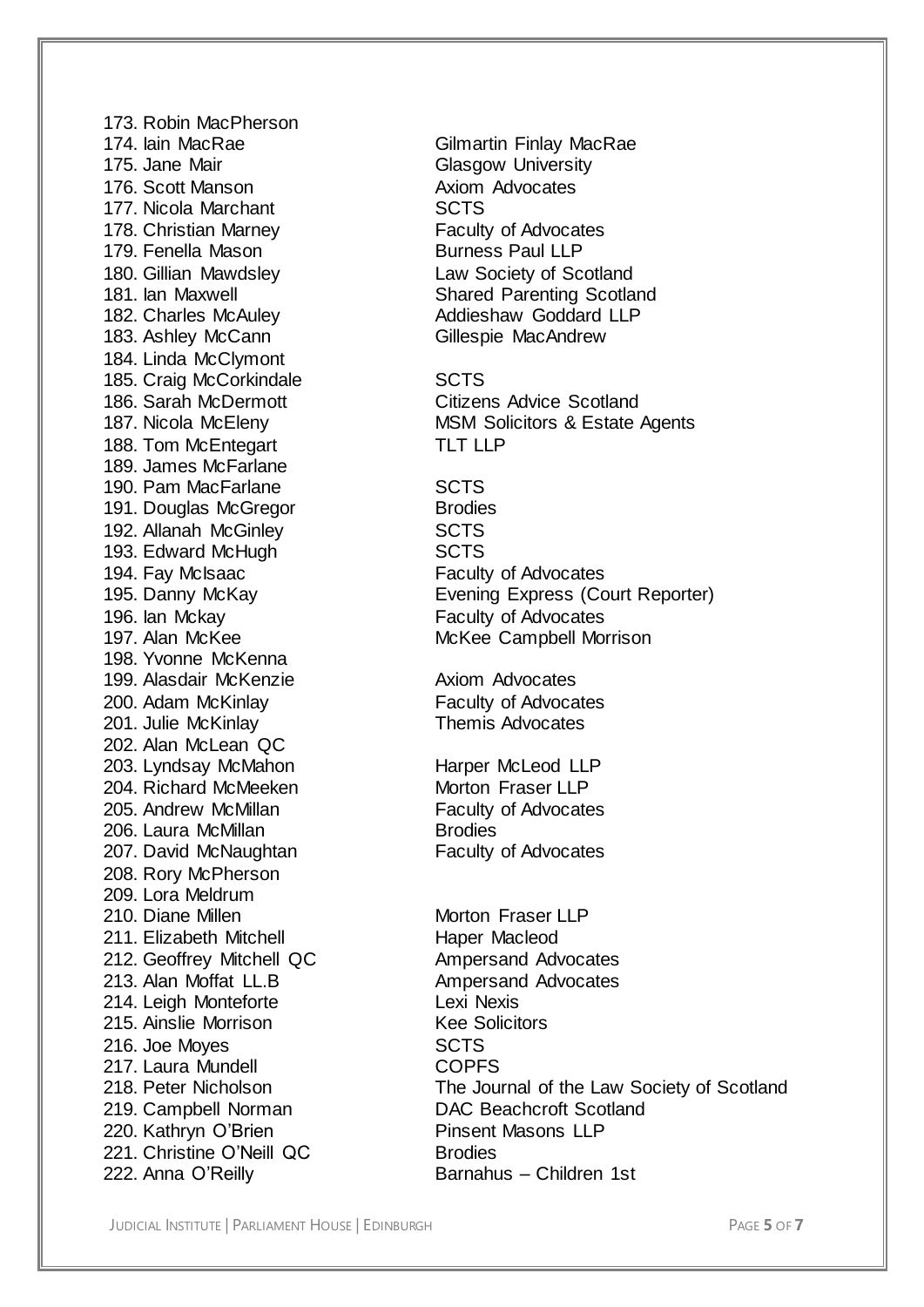| | |
|---|---|
| 173. Robin MacPherson | |
| 174. Iain MacRae | Gilmartin Finlay MacRae |
| 175. Jane Mair | Glasgow University |
| 176. Scott Manson | Axiom Advocates |
| 177. Nicola Marchant | SCTS |
| 178. Christian Marney | Faculty of Advocates |
| 179. Fenella Mason | Burness Paul LLP |
| 180. Gillian Mawdsley | Law Society of Scotland |
| 181. Ian Maxwell | Shared Parenting Scotland |
| 182. Charles McAuley | Addieshaw Goddard LLP |
| 183. Ashley McCann | Gillespie MacAndrew |
| 184. Linda McClymont | |
| 185. Craig McCorkindale | SCTS |
| 186. Sarah McDermott | Citizens Advice Scotland |
| 187. Nicola McEleny | MSM Solicitors & Estate Agents |
| 188. Tom McEntegart | TLT LLP |
| 189. James McFarlane | |
| 190. Pam MacFarlane | SCTS |
| 191. Douglas McGregor | Brodies |
| 192. Allanah McGinley | SCTS |
| 193. Edward McHugh | SCTS |
| 194. Fay McIsaac | Faculty of Advocates |
| 195. Danny McKay | Evening Express (Court Reporter) |
| 196. Ian Mckay | Faculty of Advocates |
| 197. Alan McKee | McKee Campbell Morrison |
| 198. Yvonne McKenna | |
| 199. Alasdair McKenzie | Axiom Advocates |
| 200. Adam McKinlay | Faculty of Advocates |
| 201. Julie McKinlay | Themis Advocates |
| 202. Alan McLean QC | |
| 203. Lyndsay McMahon | Harper McLeod LLP |
| 204. Richard McMeeken | Morton Fraser LLP |
| 205. Andrew McMillan | Faculty of Advocates |
| 206. Laura McMillan | Brodies |
| 207. David McNaughtan | Faculty of Advocates |
| 208. Rory McPherson | |
| 209. Lora Meldrum | |
| 210. Diane Millen | Morton Fraser LLP |
| 211. Elizabeth Mitchell | Haper Macleod |
| 212. Geoffrey Mitchell QC | Ampersand Advocates |
| 213. Alan Moffat LL.B | Ampersand Advocates |
| 214. Leigh Monteforte | Lexi Nexis |
| 215. Ainslie Morrison | Kee Solicitors |
| 216. Joe Moyes | SCTS |
| 217. Laura Mundell | COPFS |
| 218. Peter Nicholson | The Journal of the Law Society of Scotland |
| 219. Campbell Norman | DAC Beachcroft Scotland |
| 220. Kathryn O'Brien | Pinsent Masons LLP |
| 221. Christine O'Neill QC | Brodies |
| 222. Anna O'Reilly | Barnahus – Children 1st |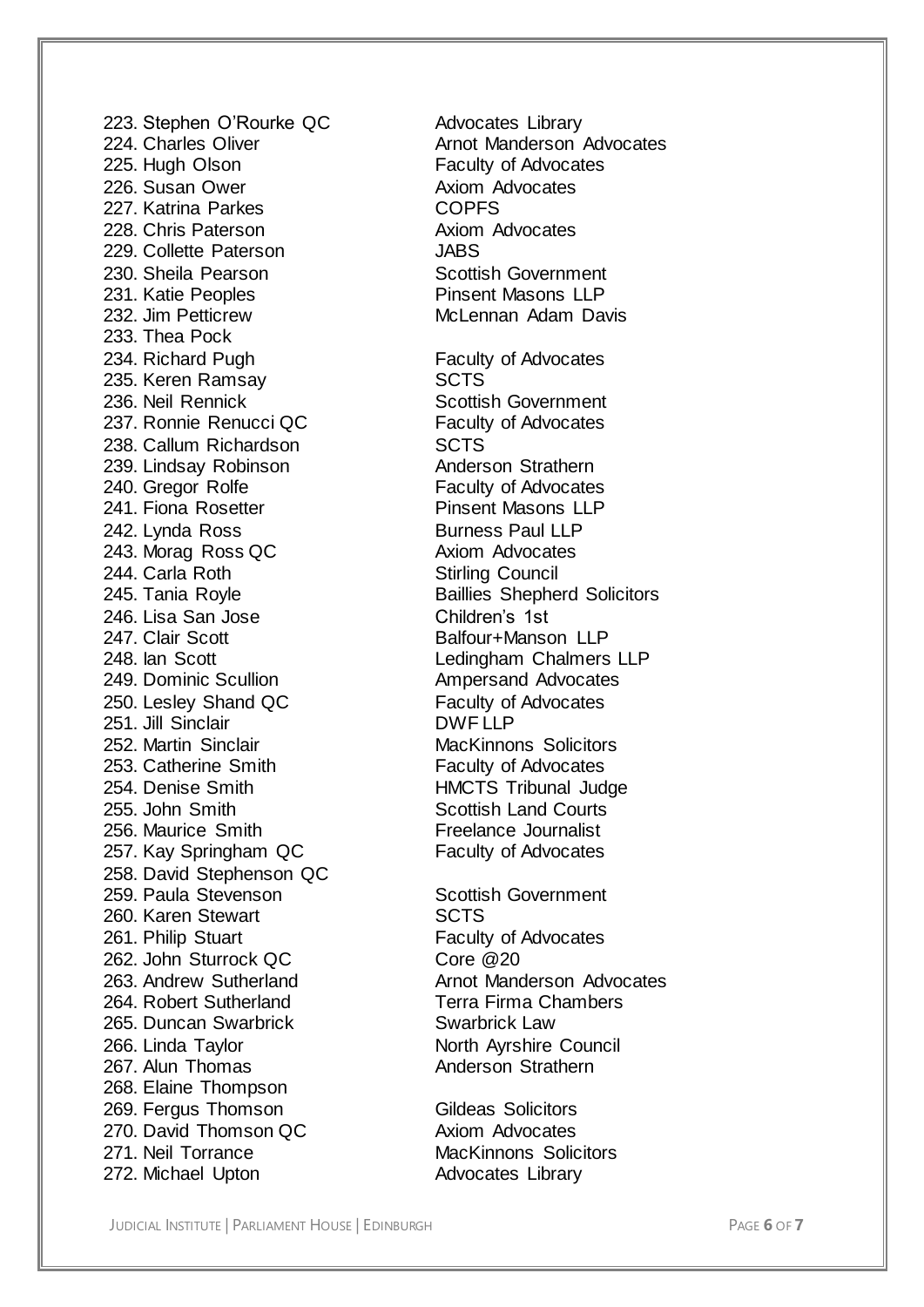223. Stephen O'Rourke QC — Advocates Library
224. Charles Oliver — Arnot Manderson Advocates
225. Hugh Olson — Faculty of Advocates
226. Susan Ower — Axiom Advocates
227. Katrina Parkes — COPFS
228. Chris Paterson — Axiom Advocates
229. Collette Paterson — JABS
230. Sheila Pearson — Scottish Government
231. Katie Peoples — Pinsent Masons LLP
232. Jim Petticrew — McLennan Adam Davis
233. Thea Pock
234. Richard Pugh — Faculty of Advocates
235. Keren Ramsay — SCTS
236. Neil Rennick — Scottish Government
237. Ronnie Renucci QC — Faculty of Advocates
238. Callum Richardson — SCTS
239. Lindsay Robinson — Anderson Strathern
240. Gregor Rolfe — Faculty of Advocates
241. Fiona Rosetter — Pinsent Masons LLP
242. Lynda Ross — Burness Paul LLP
243. Morag Ross QC — Axiom Advocates
244. Carla Roth — Stirling Council
245. Tania Royle — Baillies Shepherd Solicitors
246. Lisa San Jose — Children's 1st
247. Clair Scott — Balfour+Manson LLP
248. Ian Scott — Ledingham Chalmers LLP
249. Dominic Scullion — Ampersand Advocates
250. Lesley Shand QC — Faculty of Advocates
251. Jill Sinclair — DWF LLP
252. Martin Sinclair — MacKinnons Solicitors
253. Catherine Smith — Faculty of Advocates
254. Denise Smith — HMCTS Tribunal Judge
255. John Smith — Scottish Land Courts
256. Maurice Smith — Freelance Journalist
257. Kay Springham QC — Faculty of Advocates
258. David Stephenson QC
259. Paula Stevenson — Scottish Government
260. Karen Stewart — SCTS
261. Philip Stuart — Faculty of Advocates
262. John Sturrock QC — Core @20
263. Andrew Sutherland — Arnot Manderson Advocates
264. Robert Sutherland — Terra Firma Chambers
265. Duncan Swarbrick — Swarbrick Law
266. Linda Taylor — North Ayrshire Council
267. Alun Thomas — Anderson Strathern
268. Elaine Thompson
269. Fergus Thomson — Gildeas Solicitors
270. David Thomson QC — Axiom Advocates
271. Neil Torrance — MacKinnons Solicitors
272. Michael Upton — Advocates Library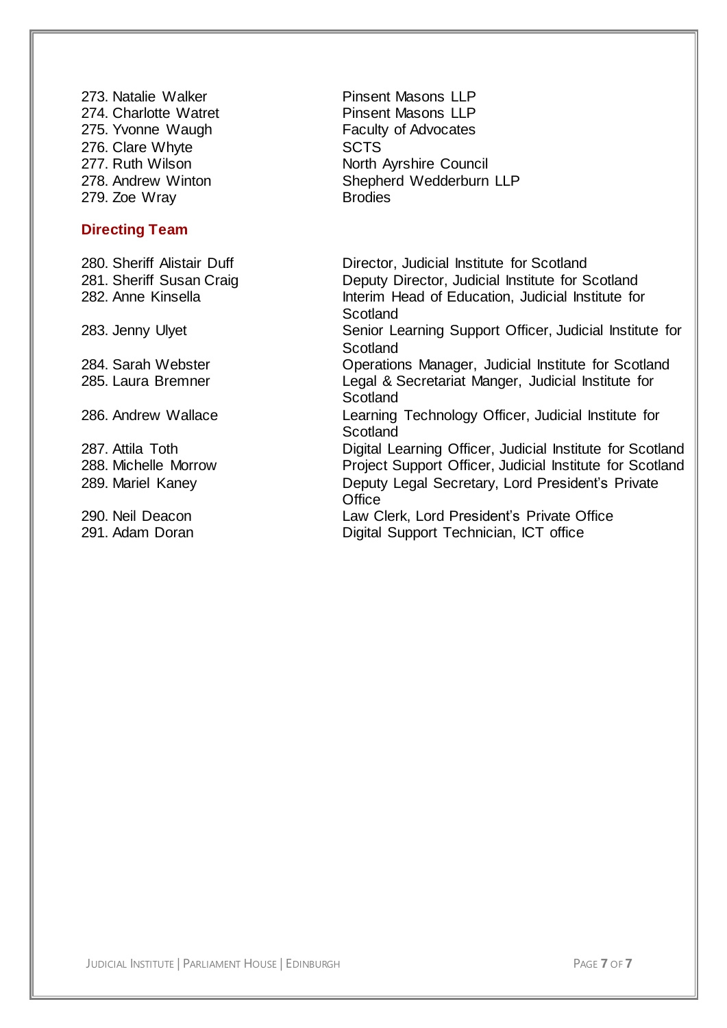| | |
|---|---|
| 273. Natalie Walker | Pinsent Masons LLP |
| 274. Charlotte Watret | Pinsent Masons LLP |
| 275. Yvonne Waugh | Faculty of Advocates |
| 276. Clare Whyte | SCTS |
| 277. Ruth Wilson | North Ayrshire Council |
| 278. Andrew Winton | Shepherd Wedderburn LLP |
| 279. Zoe Wray | Brodies |

## Directing Team

| | |
|---|---|
| 280. Sheriff Alistair Duff | Director, Judicial Institute for Scotland |
| 281. Sheriff Susan Craig | Deputy Director, Judicial Institute for Scotland |
| 282. Anne Kinsella | Interim Head of Education, Judicial Institute for Scotland |
| 283. Jenny Ulyet | Senior Learning Support Officer, Judicial Institute for Scotland |
| 284. Sarah Webster | Operations Manager, Judicial Institute for Scotland |
| 285. Laura Bremner | Legal & Secretariat Manger, Judicial Institute for Scotland |
| 286. Andrew Wallace | Learning Technology Officer, Judicial Institute for Scotland |
| 287. Attila Toth | Digital Learning Officer, Judicial Institute for Scotland |
| 288. Michelle Morrow | Project Support Officer, Judicial Institute for Scotland |
| 289. Mariel Kaney | Deputy Legal Secretary, Lord President's Private Office |
| 290. Neil Deacon | Law Clerk, Lord President's Private Office |
| 291. Adam Doran | Digital Support Technician, ICT office |